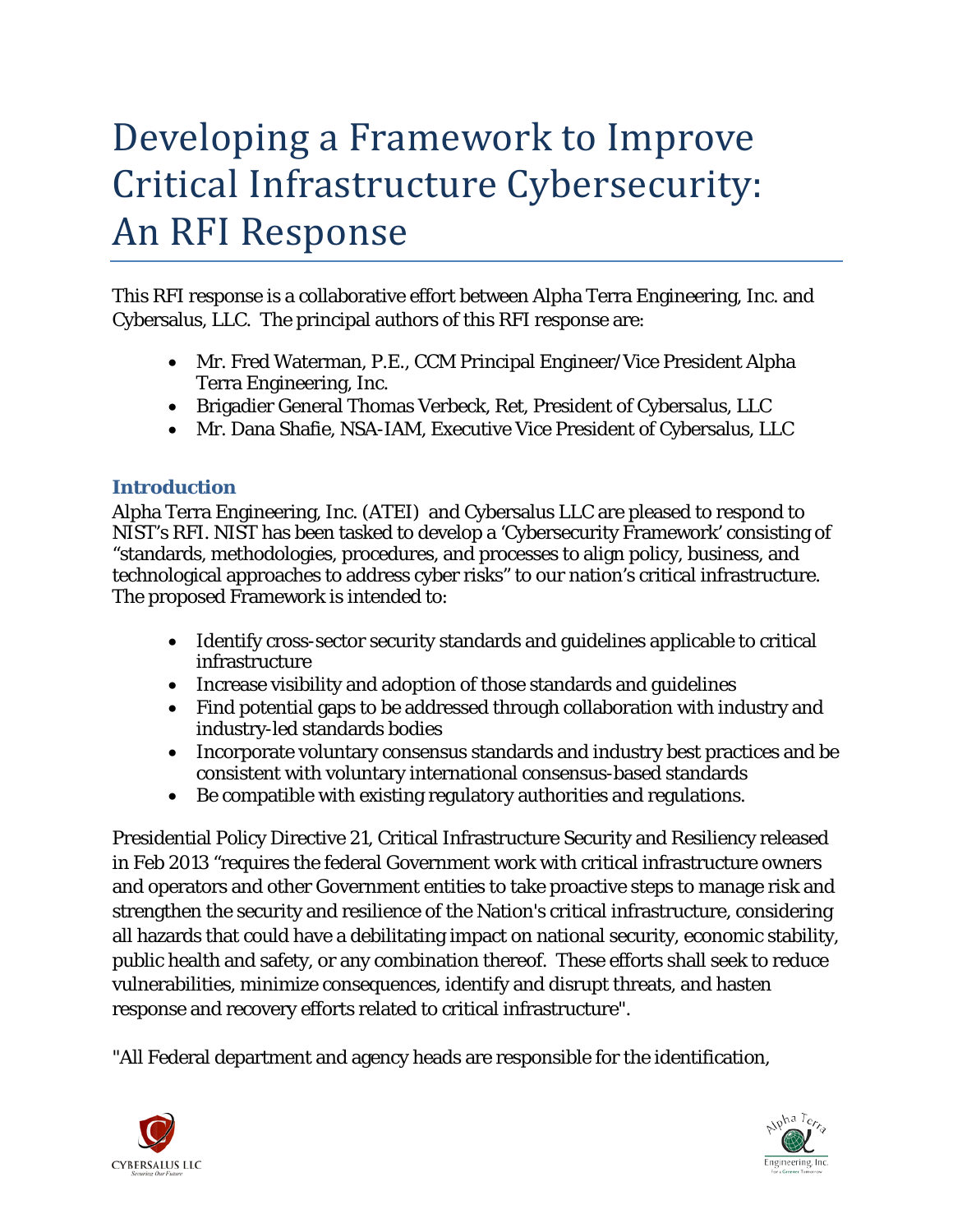# Developing a Framework to Improve Critical Infrastructure Cybersecurity: An RFI Response

This RFI response is a collaborative effort between Alpha Terra Engineering, Inc. and Cybersalus, LLC. The principal authors of this RFI response are:

- Mr. Fred Waterman, P.E., CCM Principal Engineer/Vice President Alpha Terra Engineering, Inc.
- Brigadier General Thomas Verbeck, Ret, President of Cybersalus, LLC
- Mr. Dana Shafie, NSA-IAM, Executive Vice President of Cybersalus, LLC

## Introduction

Alpha Terra Engineering, Inc. (ATEI) and Cybersalus LLC are pleased to respond to NIST's RFI. NIST has been tasked to develop a 'Cybersecurity Framework' consisting of "standards, methodologies, procedures, and processes to align policy, business, and technological approaches to address cyber risks" to our nation's critical infrastructure. The proposed Framework is intended to:

- Identify cross-sector security standards and guidelines applicable to critical infrastructure
- Increase visibility and adoption of those standards and guidelines
- Find potential gaps to be addressed through collaboration with industry and industry-led standards bodies
- Incorporate voluntary consensus standards and industry best practices and be consistent with voluntary international consensus-based standards
- Be compatible with existing regulatory authorities and regulations.

Presidential Policy Directive 21, Critical Infrastructure Security and Resiliency released in Feb 2013 "requires the federal Government work with critical infrastructure owners and operators and other Government entities to take proactive steps to manage risk and strengthen the security and resilience of the Nation's critical infrastructure, considering all hazards that could have a debilitating impact on national security, economic stability, public health and safety, or any combination thereof. These efforts shall seek to reduce vulnerabilities, minimize consequences, identify and disrupt threats, and hasten response and recovery efforts related to critical infrastructure".

"All Federal department and agency heads are responsible for the identification,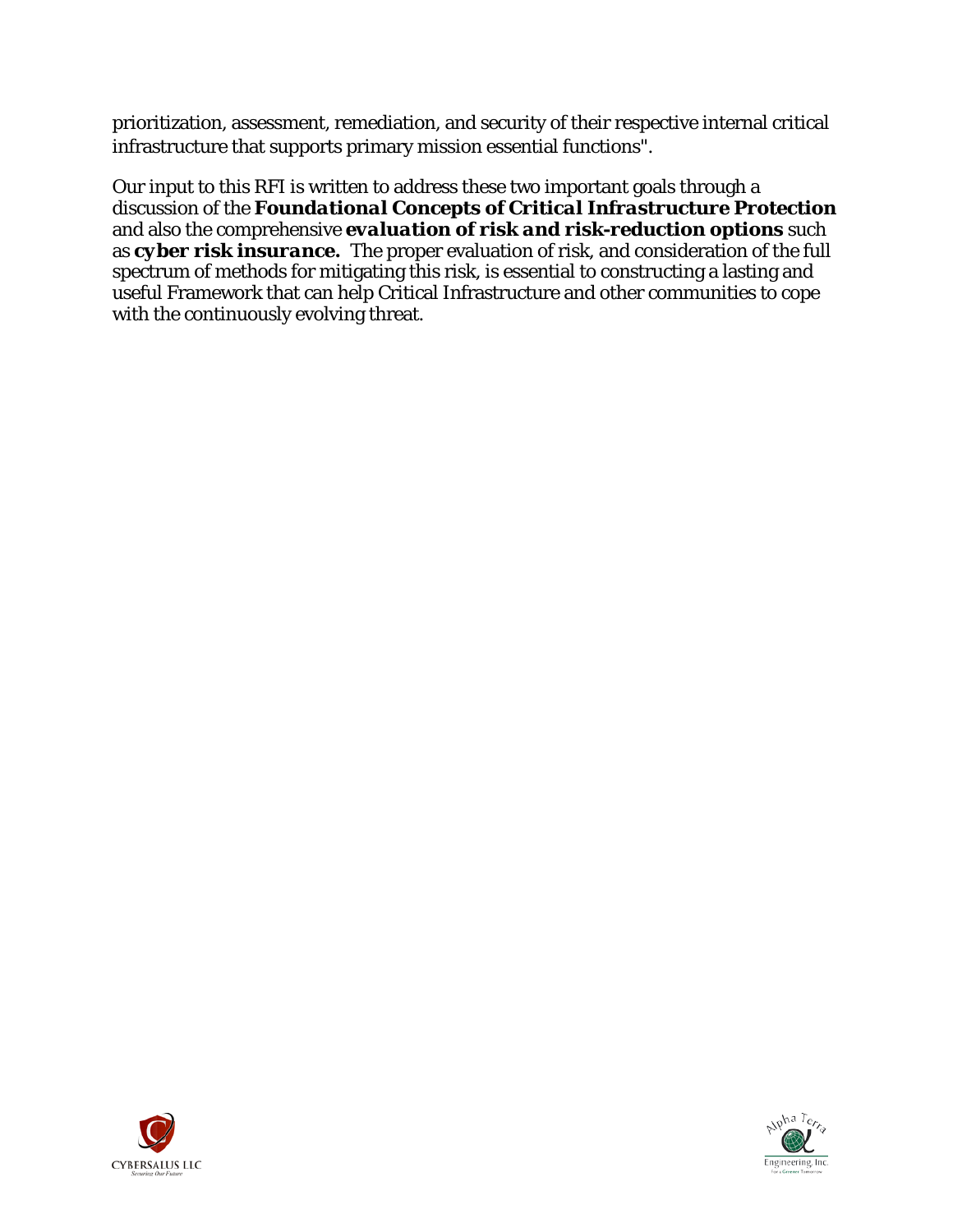prioritization, assessment, remediation, and security of their respective internal critical infrastructure that supports primary mission essential functions".

Our input to this RFI is written to address these two important goals through a discussion of the ***Foundational Concepts of Critical Infrastructure Protection*** and also the comprehensive ***evaluation of risk and risk-reduction options*** such as ***cyber risk insurance.*** The proper evaluation of risk, and consideration of the full spectrum of methods for mitigating this risk, is essential to constructing a lasting and useful Framework that can help Critical Infrastructure and other communities to cope with the continuously evolving threat.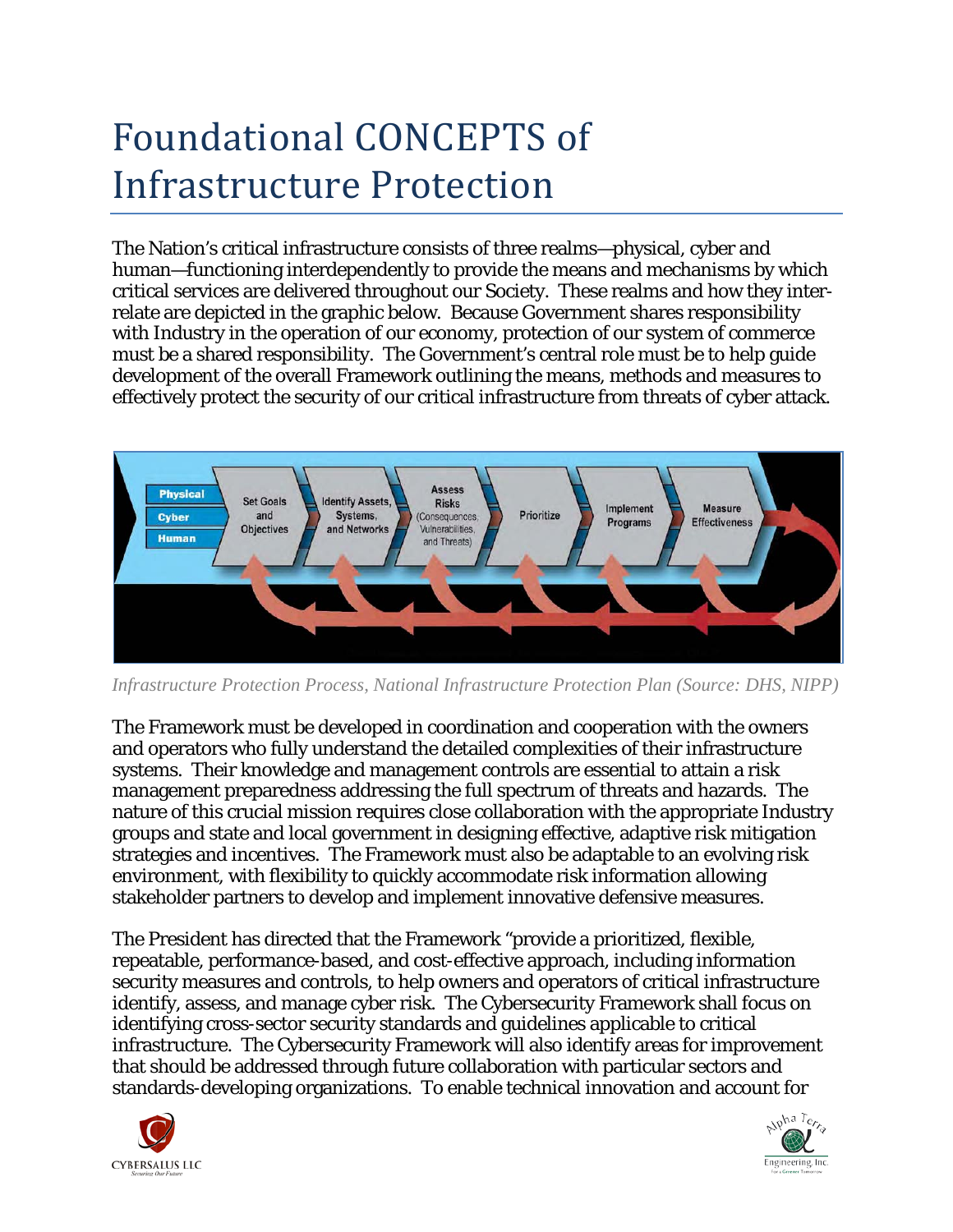# Foundational CONCEPTS of Infrastructure Protection

The Nation's critical infrastructure consists of three realms—physical, cyber and human—functioning interdependently to provide the means and mechanisms by which critical services are delivered throughout our Society. These realms and how they inter-relate are depicted in the graphic below. Because Government shares responsibility with Industry in the operation of our economy, protection of our system of commerce must be a shared responsibility. The Government's central role must be to help guide development of the overall Framework outlining the means, methods and measures to effectively protect the security of our critical infrastructure from threats of cyber attack.

*Infrastructure Protection Process, National Infrastructure Protection Plan (Source: DHS, NIPP)*

The Framework must be developed in coordination and cooperation with the owners and operators who fully understand the detailed complexities of their infrastructure systems. Their knowledge and management controls are essential to attain a risk management preparedness addressing the full spectrum of threats and hazards. The nature of this crucial mission requires close collaboration with the appropriate Industry groups and state and local government in designing effective, adaptive risk mitigation strategies and incentives. The Framework must also be adaptable to an evolving risk environment, with flexibility to quickly accommodate risk information allowing stakeholder partners to develop and implement innovative defensive measures.

The President has directed that the Framework "provide a prioritized, flexible, repeatable, performance-based, and cost-effective approach, including information security measures and controls, to help owners and operators of critical infrastructure identify, assess, and manage cyber risk. The Cybersecurity Framework shall focus on identifying cross-sector security standards and guidelines applicable to critical infrastructure. The Cybersecurity Framework will also identify areas for improvement that should be addressed through future collaboration with particular sectors and standards-developing organizations. To enable technical innovation and account for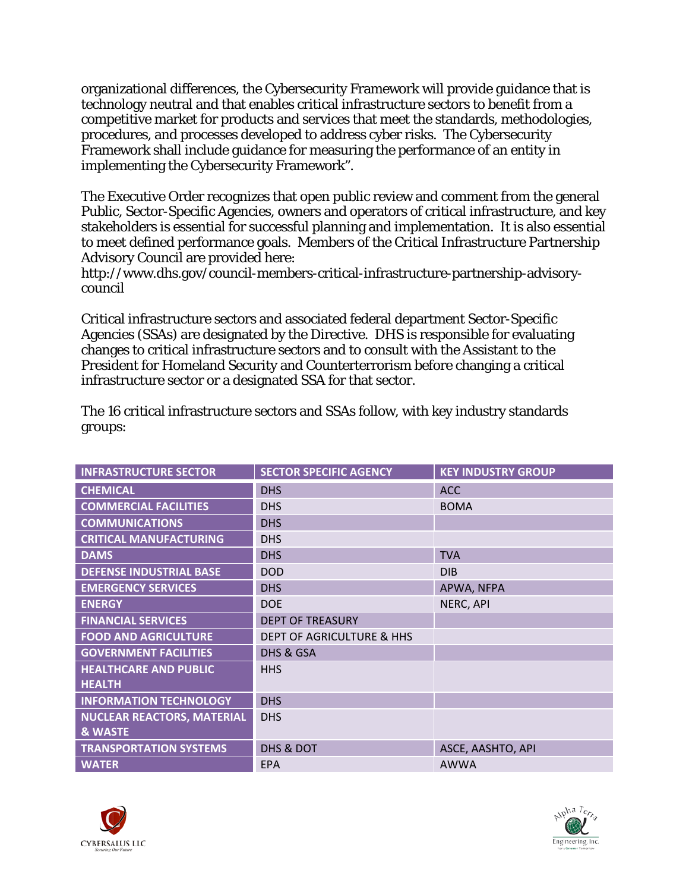organizational differences, the Cybersecurity Framework will provide guidance that is technology neutral and that enables critical infrastructure sectors to benefit from a competitive market for products and services that meet the standards, methodologies, procedures, and processes developed to address cyber risks. The Cybersecurity Framework shall include guidance for measuring the performance of an entity in implementing the Cybersecurity Framework".

The Executive Order recognizes that open public review and comment from the general Public, Sector-Specific Agencies, owners and operators of critical infrastructure, and key stakeholders is essential for successful planning and implementation. It is also essential to meet defined performance goals. Members of the Critical Infrastructure Partnership Advisory Council are provided here:
http://www.dhs.gov/council-members-critical-infrastructure-partnership-advisory-council

Critical infrastructure sectors and associated federal department Sector-Specific Agencies (SSAs) are designated by the Directive. DHS is responsible for evaluating changes to critical infrastructure sectors and to consult with the Assistant to the President for Homeland Security and Counterterrorism before changing a critical infrastructure sector or a designated SSA for that sector.

The 16 critical infrastructure sectors and SSAs follow, with key industry standards groups:

| INFRASTRUCTURE SECTOR | SECTOR SPECIFIC AGENCY | KEY INDUSTRY GROUP |
|---|---|---|
| CHEMICAL | DHS | ACC |
| COMMERCIAL FACILITIES | DHS | BOMA |
| COMMUNICATIONS | DHS | |
| CRITICAL MANUFACTURING | DHS | |
| DAMS | DHS | TVA |
| DEFENSE INDUSTRIAL BASE | DOD | DIB |
| EMERGENCY SERVICES | DHS | APWA, NFPA |
| ENERGY | DOE | NERC, API |
| FINANCIAL SERVICES | DEPT OF TREASURY | |
| FOOD AND AGRICULTURE | DEPT OF AGRICULTURE & HHS | |
| GOVERNMENT FACILITIES | DHS & GSA | |
| HEALTHCARE AND PUBLIC HEALTH | HHS | |
| INFORMATION TECHNOLOGY | DHS | |
| NUCLEAR REACTORS, MATERIAL & WASTE | DHS | |
| TRANSPORTATION SYSTEMS | DHS & DOT | ASCE, AASHTO, API |
| WATER | EPA | AWWA |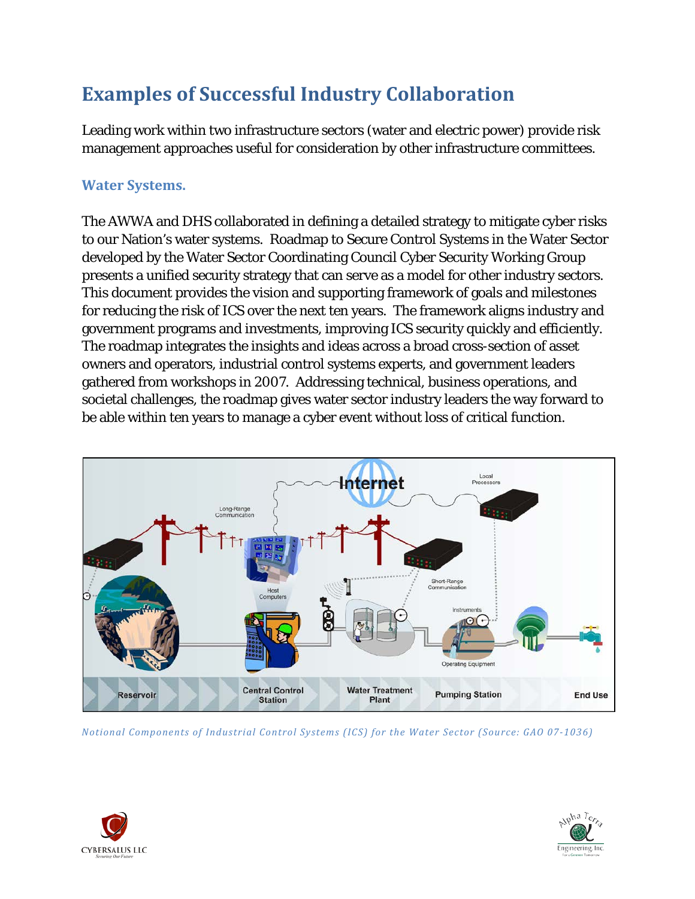# Examples of Successful Industry Collaboration

Leading work within two infrastructure sectors (water and electric power) provide risk management approaches useful for consideration by other infrastructure committees.

## Water Systems.

The AWWA and DHS collaborated in defining a detailed strategy to mitigate cyber risks to our Nation's water systems. Roadmap to Secure Control Systems in the Water Sector developed by the Water Sector Coordinating Council Cyber Security Working Group presents a unified security strategy that can serve as a model for other industry sectors. This document provides the vision and supporting framework of goals and milestones for reducing the risk of ICS over the next ten years. The framework aligns industry and government programs and investments, improving ICS security quickly and efficiently. The roadmap integrates the insights and ideas across a broad cross-section of asset owners and operators, industrial control systems experts, and government leaders gathered from workshops in 2007. Addressing technical, business operations, and societal challenges, the roadmap gives water sector industry leaders the way forward to be able within ten years to manage a cyber event without loss of critical function.

*Notional Components of Industrial Control Systems (ICS) for the Water Sector (Source: GAO 07-1036)*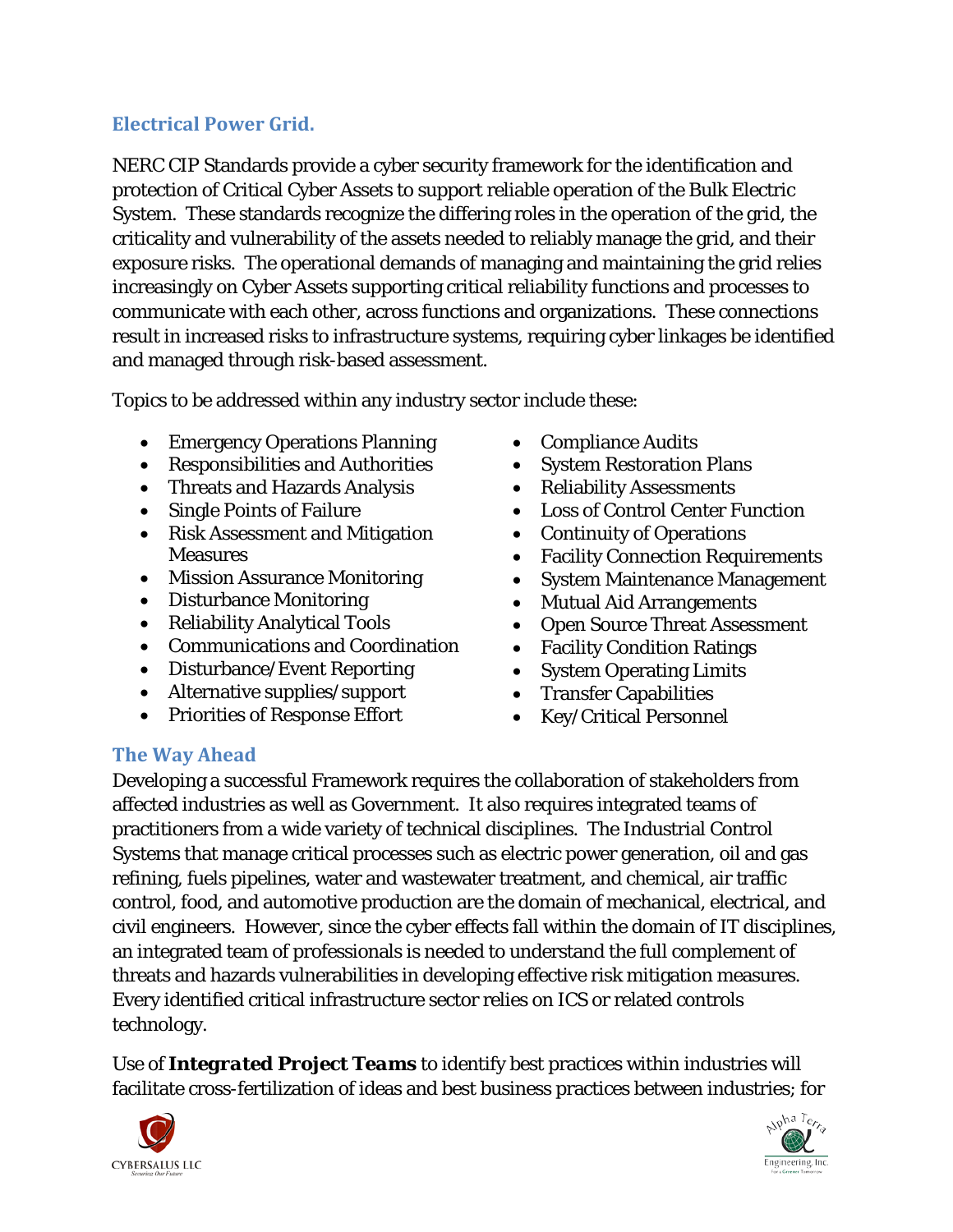## Electrical Power Grid.

NERC CIP Standards provide a cyber security framework for the identification and protection of Critical Cyber Assets to support reliable operation of the Bulk Electric System. These standards recognize the differing roles in the operation of the grid, the criticality and vulnerability of the assets needed to reliably manage the grid, and their exposure risks. The operational demands of managing and maintaining the grid relies increasingly on Cyber Assets supporting critical reliability functions and processes to communicate with each other, across functions and organizations. These connections result in increased risks to infrastructure systems, requiring cyber linkages be identified and managed through risk-based assessment.

Topics to be addressed within any industry sector include these:

- Emergency Operations Planning
- Responsibilities and Authorities
- Threats and Hazards Analysis
- Single Points of Failure
- Risk Assessment and Mitigation Measures
- Mission Assurance Monitoring
- Disturbance Monitoring
- Reliability Analytical Tools
- Communications and Coordination
- Disturbance/Event Reporting
- Alternative supplies/support
- Priorities of Response Effort
- Compliance Audits
- System Restoration Plans
- Reliability Assessments
- Loss of Control Center Function
- Continuity of Operations
- Facility Connection Requirements
- System Maintenance Management
- Mutual Aid Arrangements
- Open Source Threat Assessment
- Facility Condition Ratings
- System Operating Limits
- Transfer Capabilities
- Key/Critical Personnel

## The Way Ahead

Developing a successful Framework requires the collaboration of stakeholders from affected industries as well as Government. It also requires integrated teams of practitioners from a wide variety of technical disciplines. The Industrial Control Systems that manage critical processes such as electric power generation, oil and gas refining, fuels pipelines, water and wastewater treatment, and chemical, air traffic control, food, and automotive production are the domain of mechanical, electrical, and civil engineers. However, since the cyber effects fall within the domain of IT disciplines, an integrated team of professionals is needed to understand the full complement of threats and hazards vulnerabilities in developing effective risk mitigation measures. Every identified critical infrastructure sector relies on ICS or related controls technology.

Use of ***Integrated Project Teams*** to identify best practices within industries will facilitate cross-fertilization of ideas and best business practices between industries; for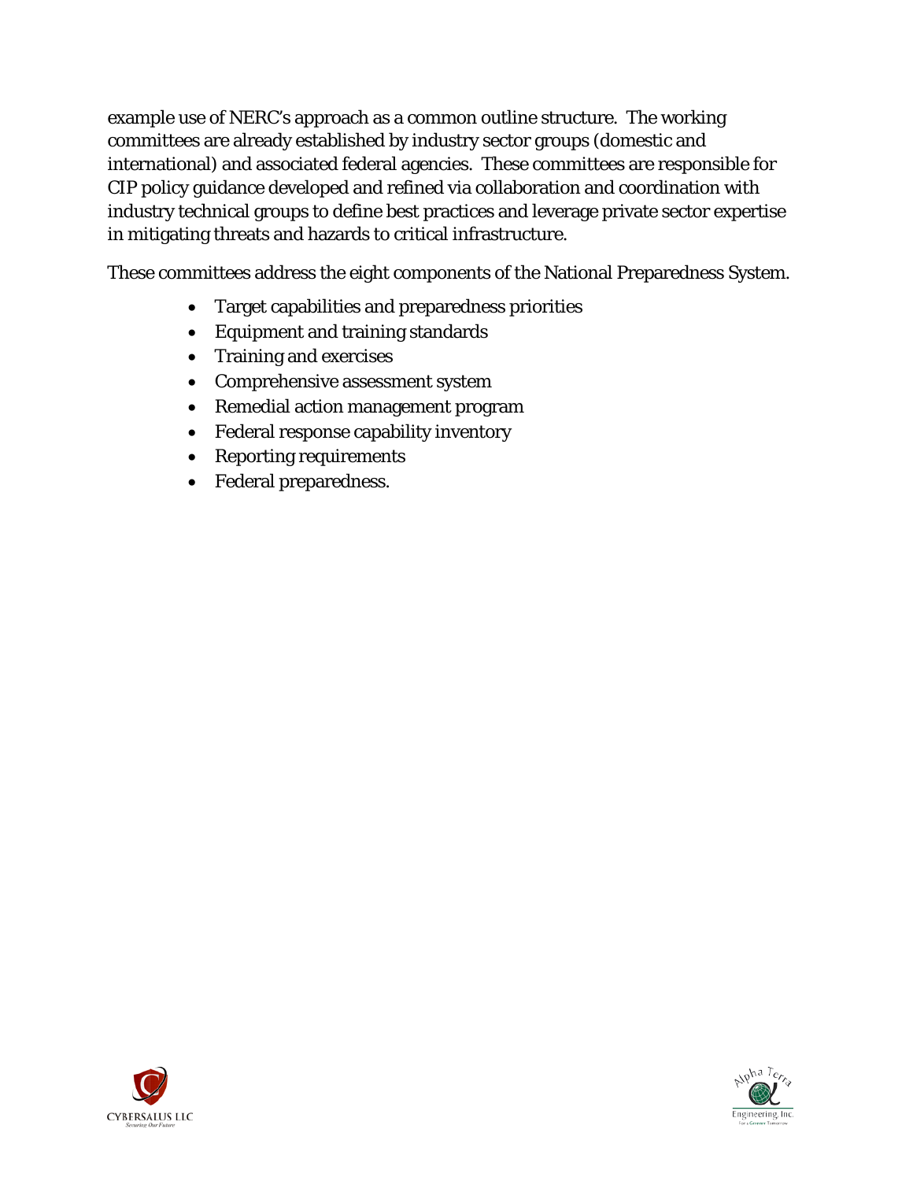example use of NERC's approach as a common outline structure. The working committees are already established by industry sector groups (domestic and international) and associated federal agencies. These committees are responsible for CIP policy guidance developed and refined via collaboration and coordination with industry technical groups to define best practices and leverage private sector expertise in mitigating threats and hazards to critical infrastructure.

These committees address the eight components of the National Preparedness System.

- Target capabilities and preparedness priorities
- Equipment and training standards
- Training and exercises
- Comprehensive assessment system
- Remedial action management program
- Federal response capability inventory
- Reporting requirements
- Federal preparedness.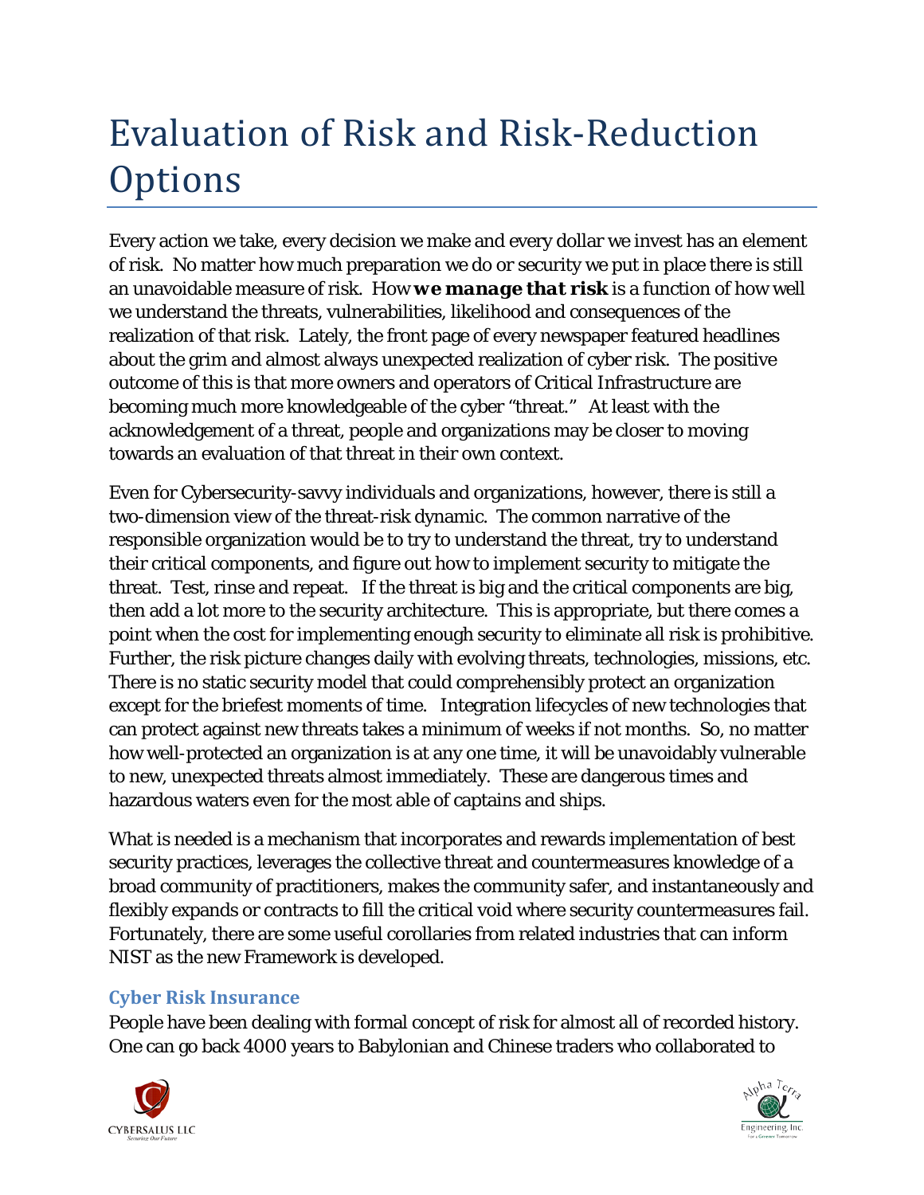# Evaluation of Risk and Risk-Reduction Options

Every action we take, every decision we make and every dollar we invest has an element of risk. No matter how much preparation we do or security we put in place there is still an unavoidable measure of risk. How ***we manage that risk*** is a function of how well we understand the threats, vulnerabilities, likelihood and consequences of the realization of that risk. Lately, the front page of every newspaper featured headlines about the grim and almost always unexpected realization of cyber risk. The positive outcome of this is that more owners and operators of Critical Infrastructure are becoming much more knowledgeable of the cyber "threat." At least with the acknowledgement of a threat, people and organizations may be closer to moving towards an evaluation of that threat in their own context.

Even for Cybersecurity-savvy individuals and organizations, however, there is still a two-dimension view of the threat-risk dynamic. The common narrative of the responsible organization would be to try to understand the threat, try to understand their critical components, and figure out how to implement security to mitigate the threat. Test, rinse and repeat. If the threat is big and the critical components are big, then add a lot more to the security architecture. This is appropriate, but there comes a point when the cost for implementing enough security to eliminate all risk is prohibitive. Further, the risk picture changes daily with evolving threats, technologies, missions, etc. There is no static security model that could comprehensibly protect an organization except for the briefest moments of time. Integration lifecycles of new technologies that can protect against new threats takes a minimum of weeks if not months. So, no matter how well-protected an organization is at any one time, it will be unavoidably vulnerable to new, unexpected threats almost immediately. These are dangerous times and hazardous waters even for the most able of captains and ships.

What is needed is a mechanism that incorporates and rewards implementation of best security practices, leverages the collective threat and countermeasures knowledge of a broad community of practitioners, makes the community safer, and instantaneously and flexibly expands or contracts to fill the critical void where security countermeasures fail. Fortunately, there are some useful corollaries from related industries that can inform NIST as the new Framework is developed.

### Cyber Risk Insurance

People have been dealing with formal concept of risk for almost all of recorded history. One can go back 4000 years to Babylonian and Chinese traders who collaborated to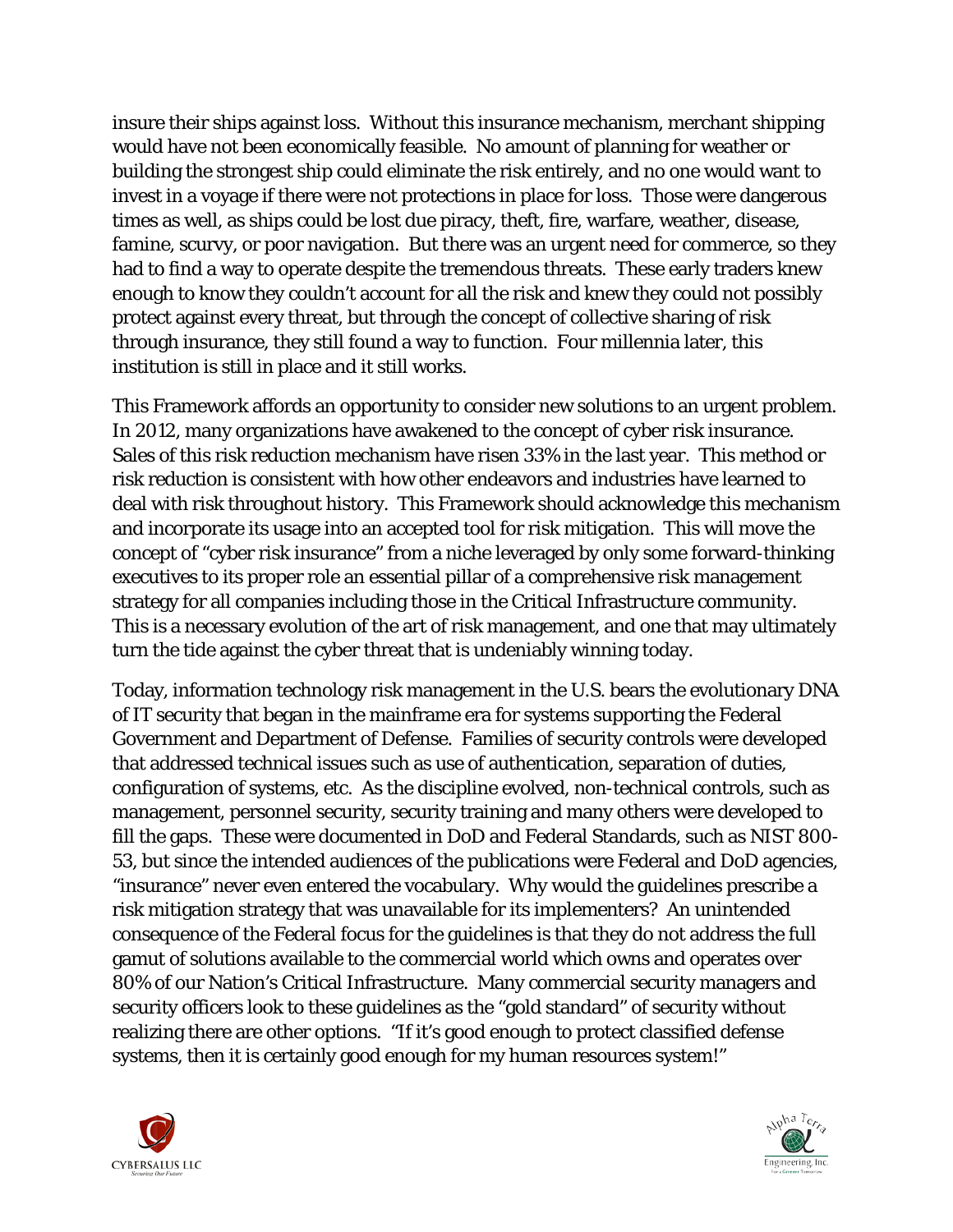insure their ships against loss. Without this insurance mechanism, merchant shipping would have not been economically feasible. No amount of planning for weather or building the strongest ship could eliminate the risk entirely, and no one would want to invest in a voyage if there were not protections in place for loss. Those were dangerous times as well, as ships could be lost due piracy, theft, fire, warfare, weather, disease, famine, scurvy, or poor navigation. But there was an urgent need for commerce, so they had to find a way to operate despite the tremendous threats. These early traders knew enough to know they couldn't account for all the risk and knew they could not possibly protect against every threat, but through the concept of collective sharing of risk through insurance, they still found a way to function. Four millennia later, this institution is still in place and it still works.

This Framework affords an opportunity to consider new solutions to an urgent problem. In 2012, many organizations have awakened to the concept of cyber risk insurance. Sales of this risk reduction mechanism have risen 33% in the last year. This method or risk reduction is consistent with how other endeavors and industries have learned to deal with risk throughout history. This Framework should acknowledge this mechanism and incorporate its usage into an accepted tool for risk mitigation. This will move the concept of "cyber risk insurance" from a niche leveraged by only some forward-thinking executives to its proper role an essential pillar of a comprehensive risk management strategy for all companies including those in the Critical Infrastructure community. This is a necessary evolution of the art of risk management, and one that may ultimately turn the tide against the cyber threat that is undeniably winning today.

Today, information technology risk management in the U.S. bears the evolutionary DNA of IT security that began in the mainframe era for systems supporting the Federal Government and Department of Defense. Families of security controls were developed that addressed technical issues such as use of authentication, separation of duties, configuration of systems, etc. As the discipline evolved, non-technical controls, such as management, personnel security, security training and many others were developed to fill the gaps. These were documented in DoD and Federal Standards, such as NIST 800-53, but since the intended audiences of the publications were Federal and DoD agencies, "insurance" never even entered the vocabulary. Why would the guidelines prescribe a risk mitigation strategy that was unavailable for its implementers? An unintended consequence of the Federal focus for the guidelines is that they do not address the full gamut of solutions available to the commercial world which owns and operates over 80% of our Nation's Critical Infrastructure. Many commercial security managers and security officers look to these guidelines as the "gold standard" of security without realizing there are other options. "If it's good enough to protect classified defense systems, then it is certainly good enough for my human resources system!"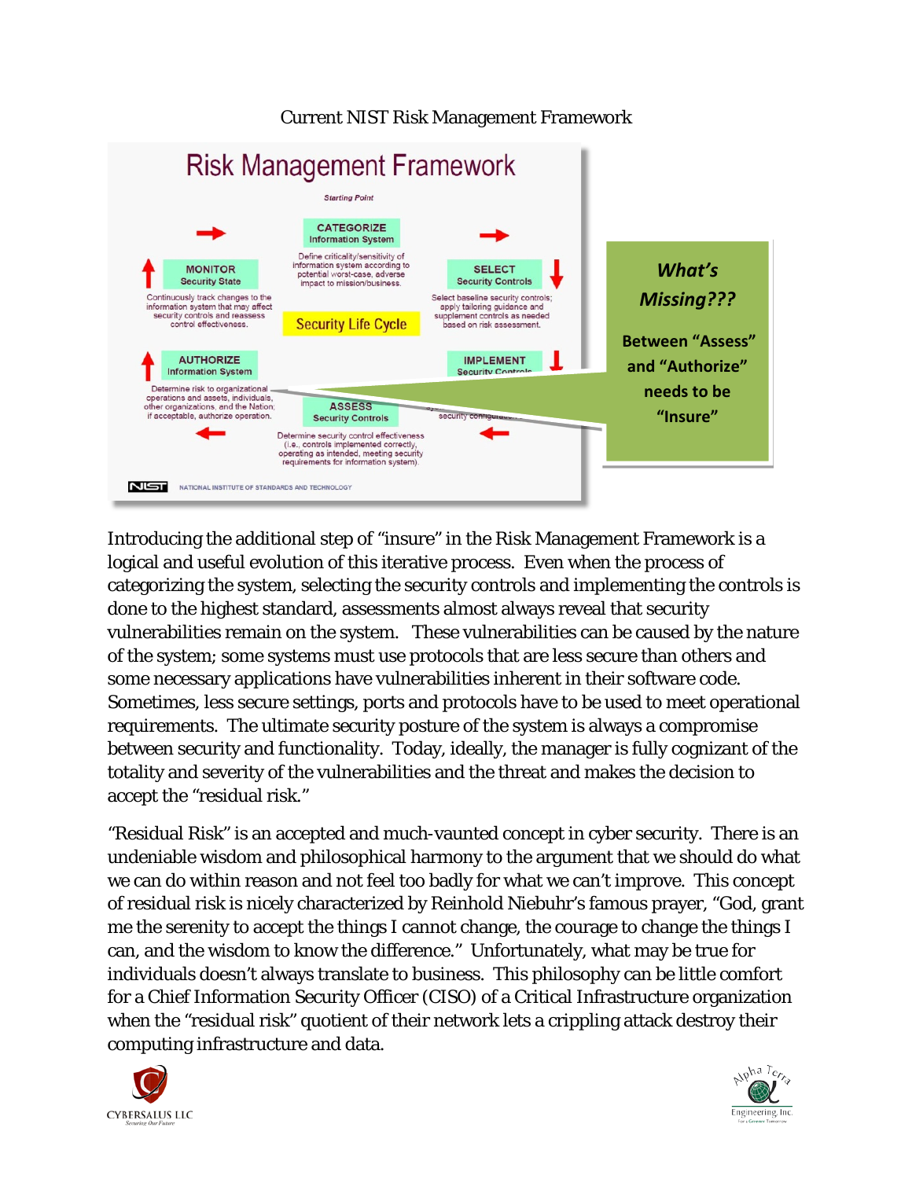Current NIST Risk Management Framework

# Risk Management Framework

*Starting Point*

**CATEGORIZE**
Information System

Define criticality/sensitivity of information system according to potential worst-case, adverse impact to mission/business.

**SELECT**
Security Controls

Select baseline security controls; apply tailoring guidance and supplement controls as needed based on risk assessment.

**IMPLEMENT**
Security Controls

**ASSESS**
Security Controls

Determine security control effectiveness (i.e., controls implemented correctly, operating as intended, meeting security requirements for information system).

**AUTHORIZE**
Information System

Determine risk to organizational operations and assets, individuals, other organizations, and the Nation; if acceptable, authorize operation.

**MONITOR**
Security State

Continuously track changes to the information system that may affect security controls and reassess control effectiveness.

Security Life Cycle

NATIONAL INSTITUTE OF STANDARDS AND TECHNOLOGY

***What's Missing???***

**Between "Assess" and "Authorize" needs to be "Insure"**

Introducing the additional step of "insure" in the Risk Management Framework is a logical and useful evolution of this iterative process. Even when the process of categorizing the system, selecting the security controls and implementing the controls is done to the highest standard, assessments almost always reveal that security vulnerabilities remain on the system. These vulnerabilities can be caused by the nature of the system; some systems must use protocols that are less secure than others and some necessary applications have vulnerabilities inherent in their software code. Sometimes, less secure settings, ports and protocols have to be used to meet operational requirements. The ultimate security posture of the system is always a compromise between security and functionality. Today, ideally, the manager is fully cognizant of the totality and severity of the vulnerabilities and the threat and makes the decision to accept the "residual risk."

"Residual Risk" is an accepted and much-vaunted concept in cyber security. There is an undeniable wisdom and philosophical harmony to the argument that we should do what we can do within reason and not feel too badly for what we can't improve. This concept of residual risk is nicely characterized by Reinhold Niebuhr's famous prayer, "God, grant me the serenity to accept the things I cannot change, the courage to change the things I can, and the wisdom to know the difference." Unfortunately, what may be true for individuals doesn't always translate to business. This philosophy can be little comfort for a Chief Information Security Officer (CISO) of a Critical Infrastructure organization when the "residual risk" quotient of their network lets a crippling attack destroy their computing infrastructure and data.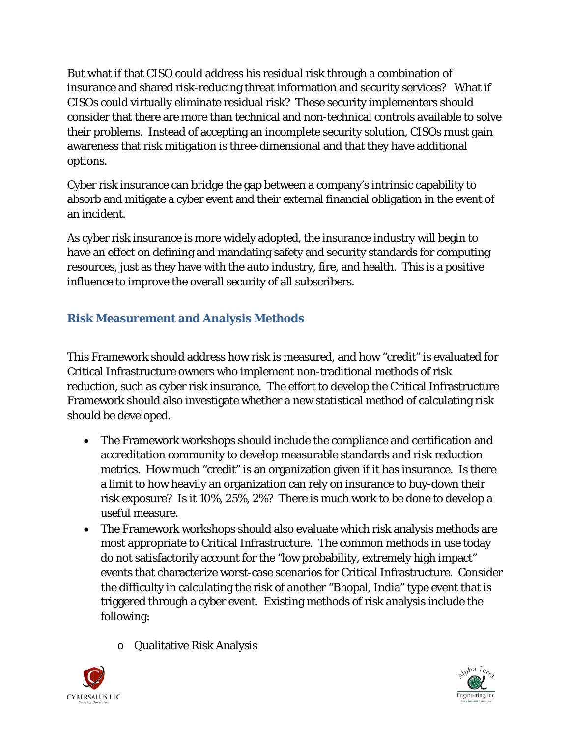But what if that CISO could address his residual risk through a combination of insurance and shared risk-reducing threat information and security services? What if CISOs could virtually eliminate residual risk? These security implementers should consider that there are more than technical and non-technical controls available to solve their problems. Instead of accepting an incomplete security solution, CISOs must gain awareness that risk mitigation is three-dimensional and that they have additional options.

Cyber risk insurance can bridge the gap between a company's intrinsic capability to absorb and mitigate a cyber event and their external financial obligation in the event of an incident.

As cyber risk insurance is more widely adopted, the insurance industry will begin to have an effect on defining and mandating safety and security standards for computing resources, just as they have with the auto industry, fire, and health. This is a positive influence to improve the overall security of all subscribers.

### Risk Measurement and Analysis Methods

This Framework should address how risk is measured, and how "credit" is evaluated for Critical Infrastructure owners who implement non-traditional methods of risk reduction, such as cyber risk insurance. The effort to develop the Critical Infrastructure Framework should also investigate whether a new statistical method of calculating risk should be developed.

- The Framework workshops should include the compliance and certification and accreditation community to develop measurable standards and risk reduction metrics. How much "credit" is an organization given if it has insurance. Is there a limit to how heavily an organization can rely on insurance to buy-down their risk exposure? Is it 10%, 25%, 2%? There is much work to be done to develop a useful measure.
- The Framework workshops should also evaluate which risk analysis methods are most appropriate to Critical Infrastructure. The common methods in use today do not satisfactorily account for the "low probability, extremely high impact" events that characterize worst-case scenarios for Critical Infrastructure. Consider the difficulty in calculating the risk of another "Bhopal, India" type event that is triggered through a cyber event. Existing methods of risk analysis include the following:
  - Qualitative Risk Analysis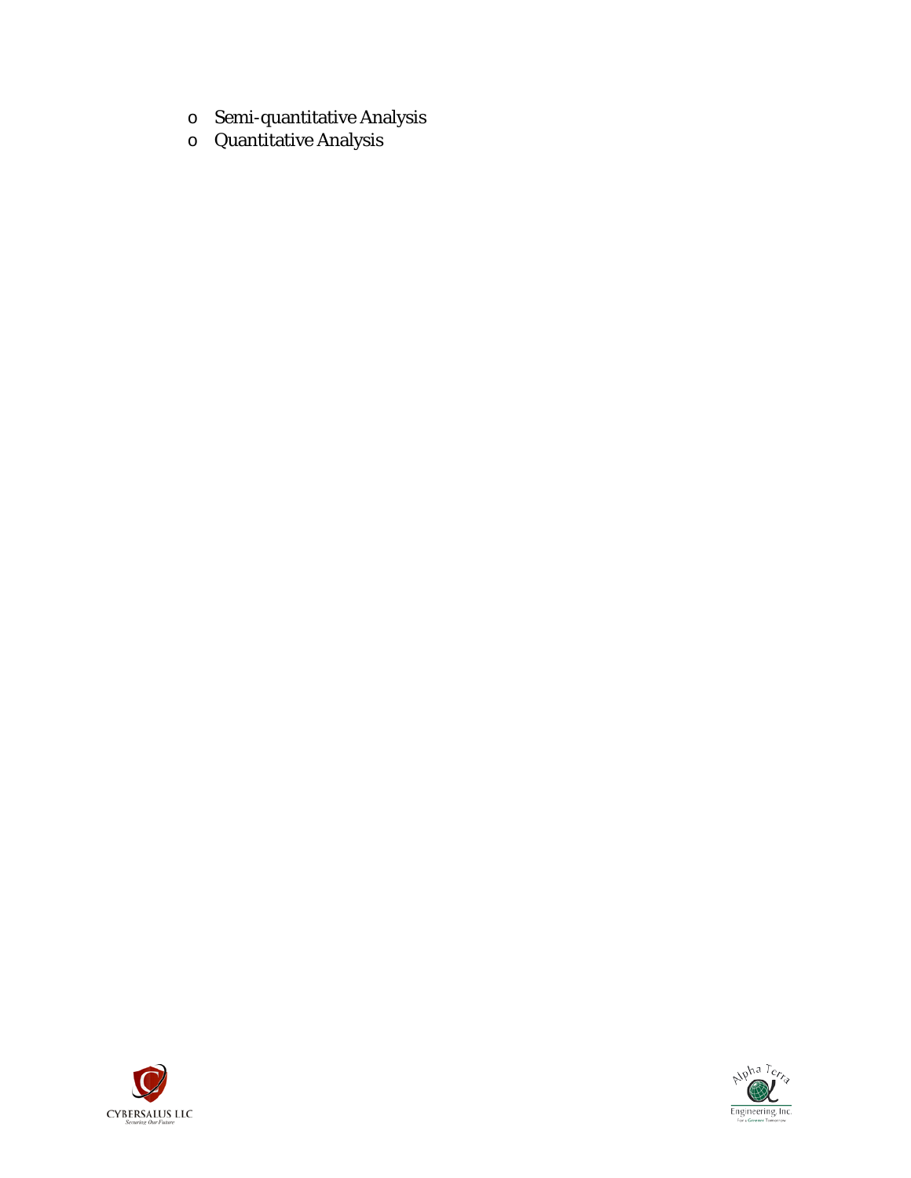- Semi-quantitative Analysis
- Quantitative Analysis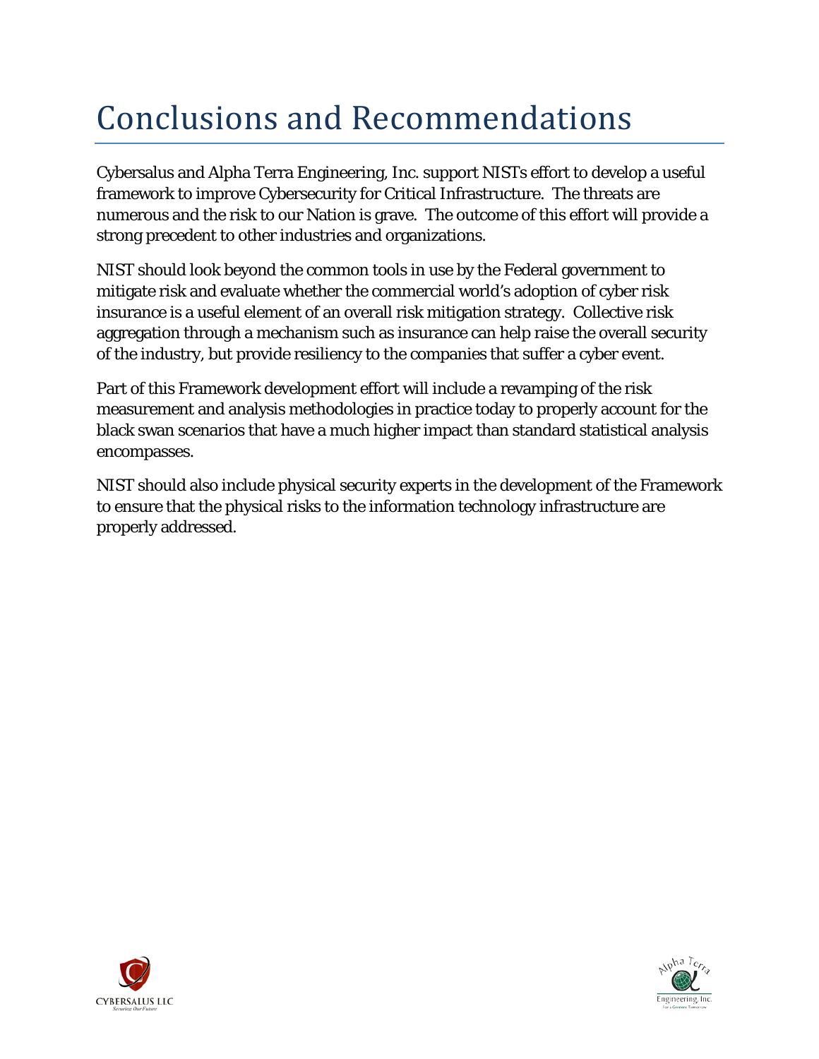# Conclusions and Recommendations

Cybersalus and Alpha Terra Engineering, Inc. support NISTs effort to develop a useful framework to improve Cybersecurity for Critical Infrastructure. The threats are numerous and the risk to our Nation is grave. The outcome of this effort will provide a strong precedent to other industries and organizations.

NIST should look beyond the common tools in use by the Federal government to mitigate risk and evaluate whether the commercial world's adoption of cyber risk insurance is a useful element of an overall risk mitigation strategy. Collective risk aggregation through a mechanism such as insurance can help raise the overall security of the industry, but provide resiliency to the companies that suffer a cyber event.

Part of this Framework development effort will include a revamping of the risk measurement and analysis methodologies in practice today to properly account for the black swan scenarios that have a much higher impact than standard statistical analysis encompasses.

NIST should also include physical security experts in the development of the Framework to ensure that the physical risks to the information technology infrastructure are properly addressed.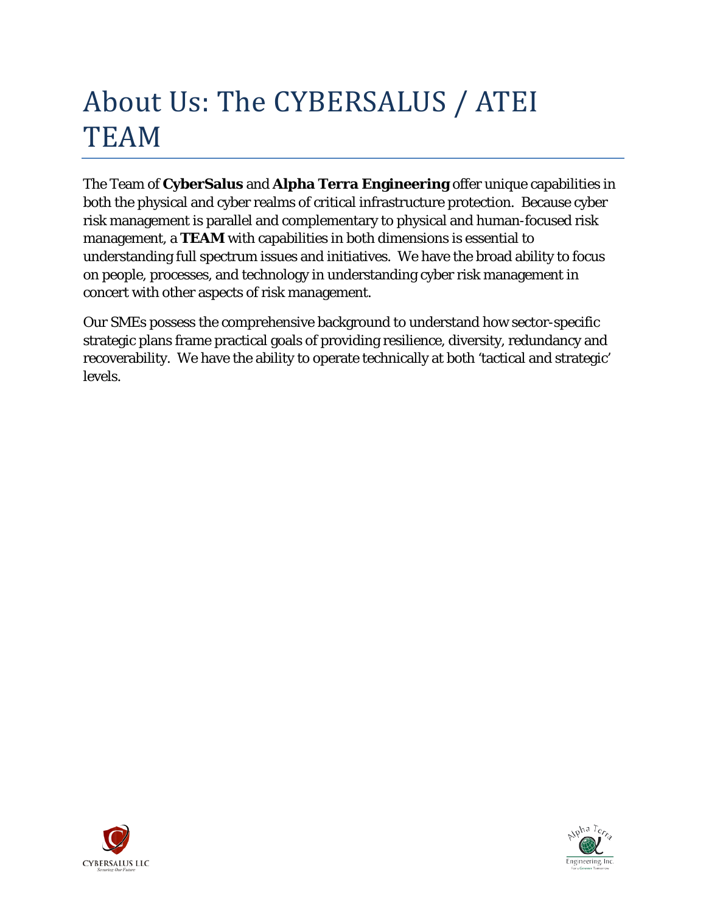# About Us: The CYBERSALUS / ATEI TEAM

The Team of **CyberSalus** and **Alpha Terra Engineering** offer unique capabilities in both the physical and cyber realms of critical infrastructure protection. Because cyber risk management is parallel and complementary to physical and human-focused risk management, a **TEAM** with capabilities in both dimensions is essential to understanding full spectrum issues and initiatives. We have the broad ability to focus on people, processes, and technology in understanding cyber risk management in concert with other aspects of risk management.

Our SMEs possess the comprehensive background to understand how sector-specific strategic plans frame practical goals of providing resilience, diversity, redundancy and recoverability. We have the ability to operate technically at both 'tactical and strategic' levels.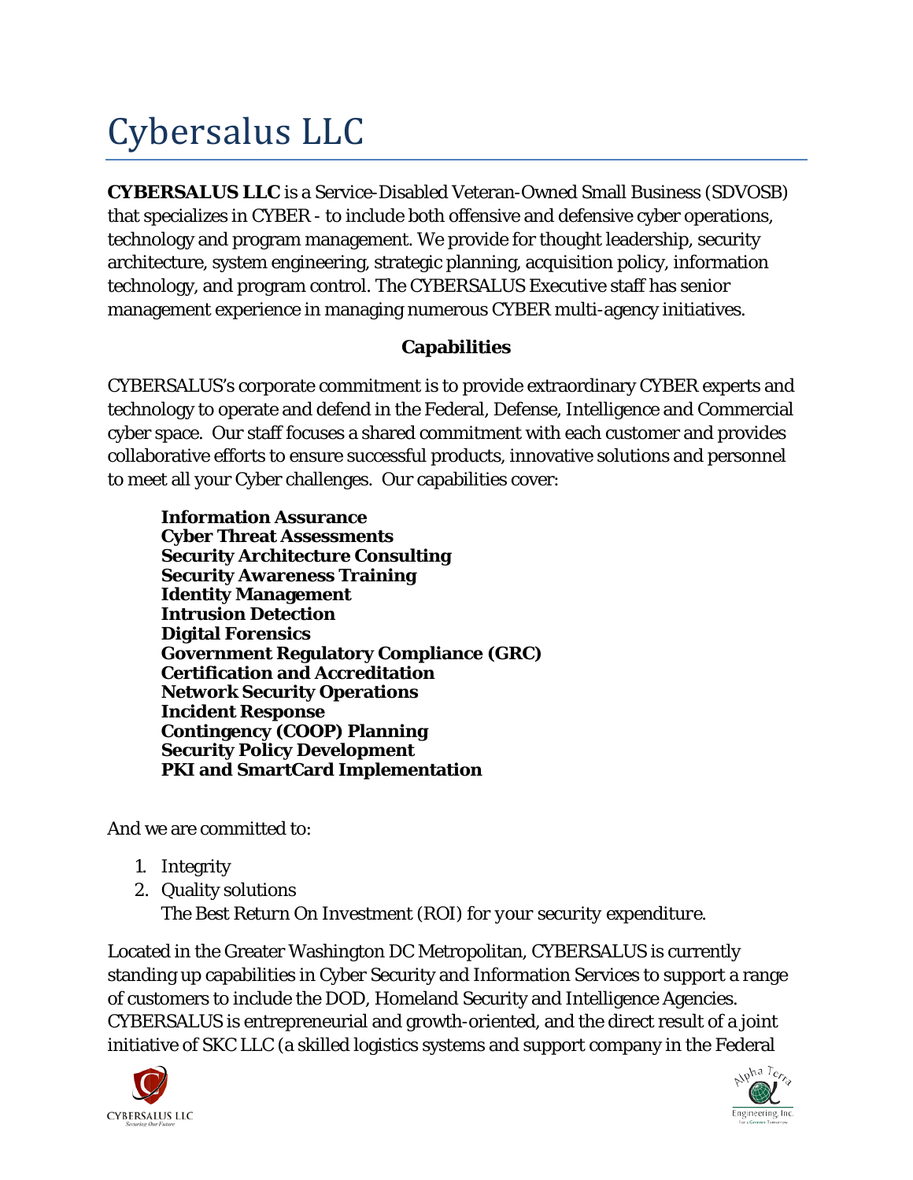# Cybersalus LLC

**CYBERSALUS LLC** is a Service-Disabled Veteran-Owned Small Business (SDVOSB) that specializes in CYBER - to include both offensive and defensive cyber operations, technology and program management. We provide for thought leadership, security architecture, system engineering, strategic planning, acquisition policy, information technology, and program control. The CYBERSALUS Executive staff has senior management experience in managing numerous CYBER multi-agency initiatives.

**Capabilities**

CYBERSALUS's corporate commitment is to provide extraordinary CYBER experts and technology to operate and defend in the Federal, Defense, Intelligence and Commercial cyber space. Our staff focuses a shared commitment with each customer and provides collaborative efforts to ensure successful products, innovative solutions and personnel to meet all your Cyber challenges. Our capabilities cover:

**Information Assurance**
**Cyber Threat Assessments**
**Security Architecture Consulting**
**Security Awareness Training**
**Identity Management**
**Intrusion Detection**
**Digital Forensics**
**Government Regulatory Compliance (GRC)**
**Certification and Accreditation**
**Network Security Operations**
**Incident Response**
**Contingency (COOP) Planning**
**Security Policy Development**
**PKI and SmartCard Implementation**

And we are committed to:

1. Integrity
2. Quality solutions
   The Best Return On Investment (ROI) for your security expenditure.

Located in the Greater Washington DC Metropolitan, CYBERSALUS is currently standing up capabilities in Cyber Security and Information Services to support a range of customers to include the DOD, Homeland Security and Intelligence Agencies. CYBERSALUS is entrepreneurial and growth-oriented, and the direct result of a joint initiative of SKC LLC (a skilled logistics systems and support company in the Federal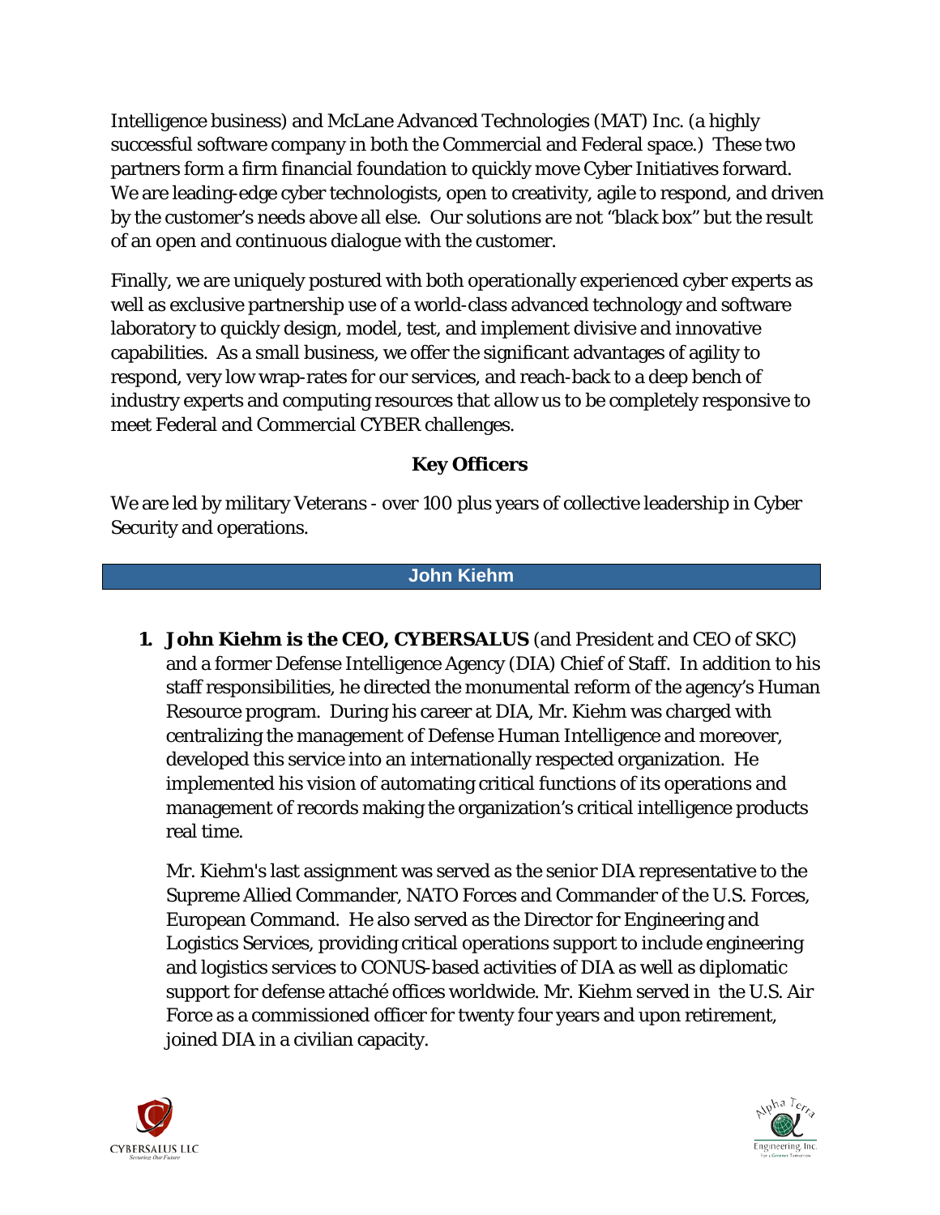Intelligence business) and McLane Advanced Technologies (MAT) Inc. (a highly successful software company in both the Commercial and Federal space.) These two partners form a firm financial foundation to quickly move Cyber Initiatives forward. We are leading-edge cyber technologists, open to creativity, agile to respond, and driven by the customer's needs above all else. Our solutions are not "black box" but the result of an open and continuous dialogue with the customer.

Finally, we are uniquely postured with both operationally experienced cyber experts as well as exclusive partnership use of a world-class advanced technology and software laboratory to quickly design, model, test, and implement divisive and innovative capabilities. As a small business, we offer the significant advantages of agility to respond, very low wrap-rates for our services, and reach-back to a deep bench of industry experts and computing resources that allow us to be completely responsive to meet Federal and Commercial CYBER challenges.

## Key Officers

We are led by military Veterans - over 100 plus years of collective leadership in Cyber Security and operations.

### John Kiehm

1. **John Kiehm is the CEO, CYBERSALUS** (and President and CEO of SKC) and a former Defense Intelligence Agency (DIA) Chief of Staff. In addition to his staff responsibilities, he directed the monumental reform of the agency's Human Resource program. During his career at DIA, Mr. Kiehm was charged with centralizing the management of Defense Human Intelligence and moreover, developed this service into an internationally respected organization. He implemented his vision of automating critical functions of its operations and management of records making the organization's critical intelligence products real time.

   Mr. Kiehm's last assignment was served as the senior DIA representative to the Supreme Allied Commander, NATO Forces and Commander of the U.S. Forces, European Command. He also served as the Director for Engineering and Logistics Services, providing critical operations support to include engineering and logistics services to CONUS-based activities of DIA as well as diplomatic support for defense attaché offices worldwide. Mr. Kiehm served in the U.S. Air Force as a commissioned officer for twenty four years and upon retirement, joined DIA in a civilian capacity.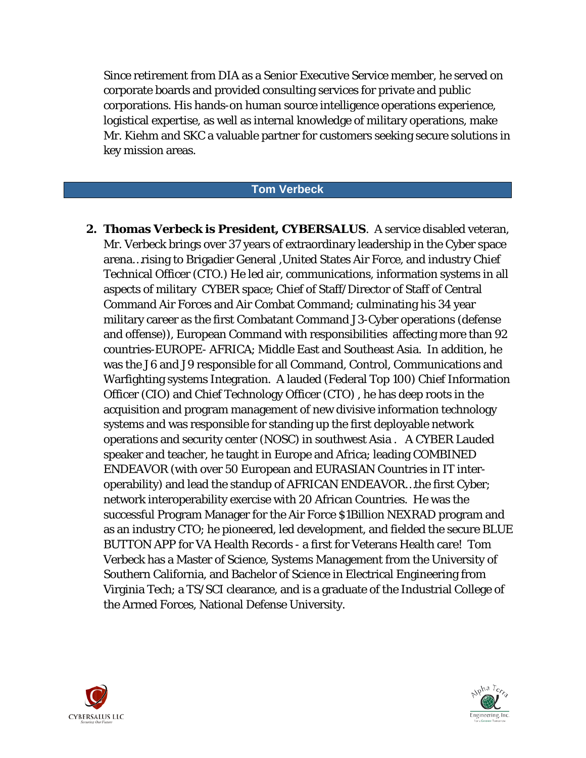Since retirement from DIA as a Senior Executive Service member, he served on corporate boards and provided consulting services for private and public corporations. His hands-on human source intelligence operations experience, logistical expertise, as well as internal knowledge of military operations, make Mr. Kiehm and SKC a valuable partner for customers seeking secure solutions in key mission areas.

## Tom Verbeck

2. **Thomas Verbeck is President, CYBERSALUS**. A service disabled veteran, Mr. Verbeck brings over 37 years of extraordinary leadership in the Cyber space arena…rising to Brigadier General ,United States Air Force, and industry Chief Technical Officer (CTO.) He led air, communications, information systems in all aspects of military CYBER space; Chief of Staff/Director of Staff of Central Command Air Forces and Air Combat Command; culminating his 34 year military career as the first Combatant Command J3-Cyber operations (defense and offense)), European Command with responsibilities affecting more than 92 countries-EUROPE- AFRICA; Middle East and Southeast Asia. In addition, he was the J6 and J9 responsible for all Command, Control, Communications and Warfighting systems Integration. A lauded (Federal Top 100) Chief Information Officer (CIO) and Chief Technology Officer (CTO) , he has deep roots in the acquisition and program management of new divisive information technology systems and was responsible for standing up the first deployable network operations and security center (NOSC) in southwest Asia . A CYBER Lauded speaker and teacher, he taught in Europe and Africa; leading COMBINED ENDEAVOR (with over 50 European and EURASIAN Countries in IT inter-operability) and lead the standup of AFRICAN ENDEAVOR…the first Cyber; network interoperability exercise with 20 African Countries. He was the successful Program Manager for the Air Force $1Billion NEXRAD program and as an industry CTO; he pioneered, led development, and fielded the secure BLUE BUTTON APP for VA Health Records - a first for Veterans Health care! Tom Verbeck has a Master of Science, Systems Management from the University of Southern California, and Bachelor of Science in Electrical Engineering from Virginia Tech; a TS/SCI clearance, and is a graduate of the Industrial College of the Armed Forces, National Defense University.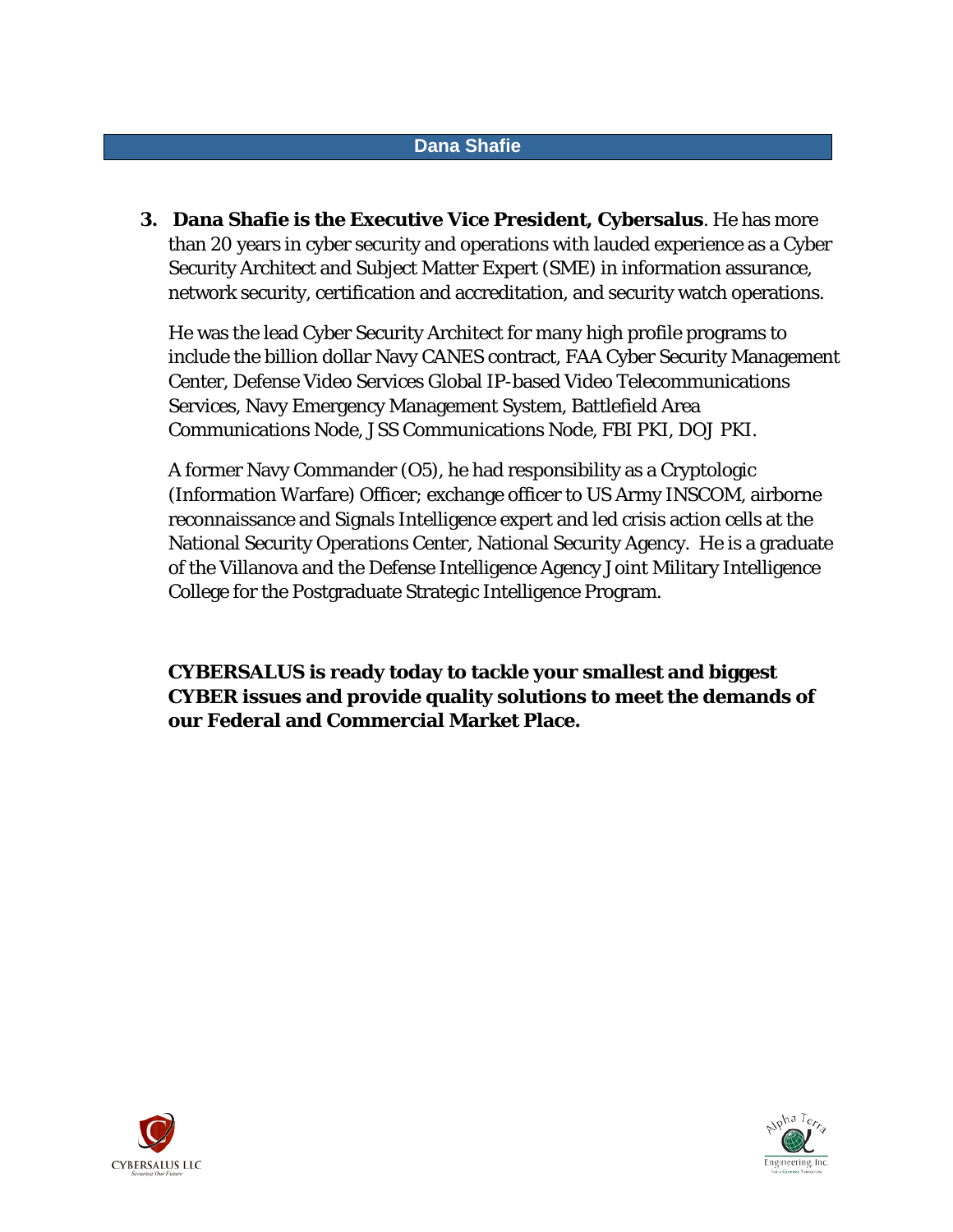## Dana Shafie

3. **Dana Shafie is the Executive Vice President, Cybersalus**. He has more than 20 years in cyber security and operations with lauded experience as a Cyber Security Architect and Subject Matter Expert (SME) in information assurance, network security, certification and accreditation, and security watch operations.

   He was the lead Cyber Security Architect for many high profile programs to include the billion dollar Navy CANES contract, FAA Cyber Security Management Center, Defense Video Services Global IP-based Video Telecommunications Services, Navy Emergency Management System, Battlefield Area Communications Node, JSS Communications Node, FBI PKI, DOJ PKI.

   A former Navy Commander (O5), he had responsibility as a Cryptologic (Information Warfare) Officer; exchange officer to US Army INSCOM, airborne reconnaissance and Signals Intelligence expert and led crisis action cells at the National Security Operations Center, National Security Agency. He is a graduate of the Villanova and the Defense Intelligence Agency Joint Military Intelligence College for the Postgraduate Strategic Intelligence Program.

**CYBERSALUS is ready today to tackle your smallest and biggest CYBER issues and provide quality solutions to meet the demands of our Federal and Commercial Market Place.**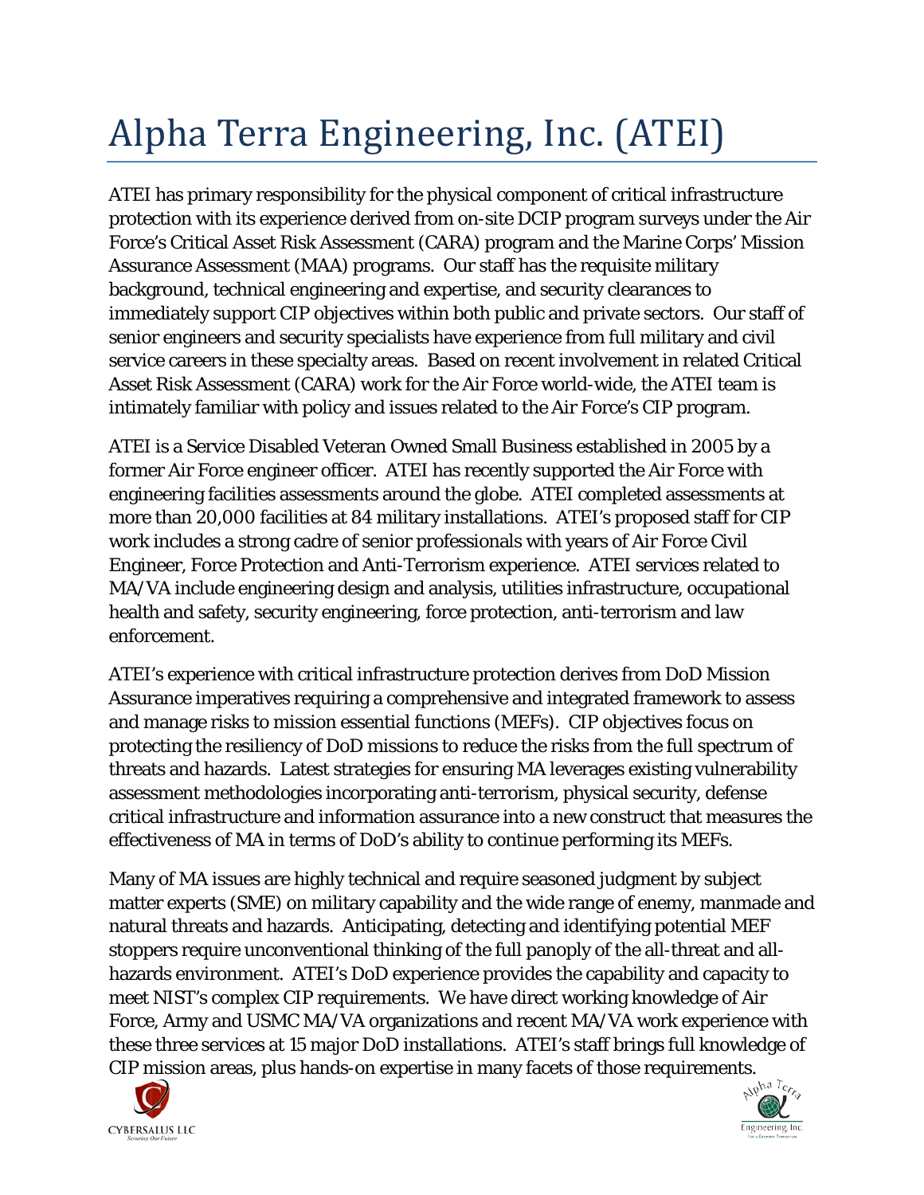# Alpha Terra Engineering, Inc. (ATEI)

ATEI has primary responsibility for the physical component of critical infrastructure protection with its experience derived from on-site DCIP program surveys under the Air Force's Critical Asset Risk Assessment (CARA) program and the Marine Corps' Mission Assurance Assessment (MAA) programs. Our staff has the requisite military background, technical engineering and expertise, and security clearances to immediately support CIP objectives within both public and private sectors. Our staff of senior engineers and security specialists have experience from full military and civil service careers in these specialty areas. Based on recent involvement in related Critical Asset Risk Assessment (CARA) work for the Air Force world-wide, the ATEI team is intimately familiar with policy and issues related to the Air Force's CIP program.

ATEI is a Service Disabled Veteran Owned Small Business established in 2005 by a former Air Force engineer officer. ATEI has recently supported the Air Force with engineering facilities assessments around the globe. ATEI completed assessments at more than 20,000 facilities at 84 military installations. ATEI's proposed staff for CIP work includes a strong cadre of senior professionals with years of Air Force Civil Engineer, Force Protection and Anti-Terrorism experience. ATEI services related to MA/VA include engineering design and analysis, utilities infrastructure, occupational health and safety, security engineering, force protection, anti-terrorism and law enforcement.

ATEI's experience with critical infrastructure protection derives from DoD Mission Assurance imperatives requiring a comprehensive and integrated framework to assess and manage risks to mission essential functions (MEFs). CIP objectives focus on protecting the resiliency of DoD missions to reduce the risks from the full spectrum of threats and hazards. Latest strategies for ensuring MA leverages existing vulnerability assessment methodologies incorporating anti-terrorism, physical security, defense critical infrastructure and information assurance into a new construct that measures the effectiveness of MA in terms of DoD's ability to continue performing its MEFs.

Many of MA issues are highly technical and require seasoned judgment by subject matter experts (SME) on military capability and the wide range of enemy, manmade and natural threats and hazards. Anticipating, detecting and identifying potential MEF stoppers require unconventional thinking of the full panoply of the all-threat and all-hazards environment. ATEI's DoD experience provides the capability and capacity to meet NIST's complex CIP requirements. We have direct working knowledge of Air Force, Army and USMC MA/VA organizations and recent MA/VA work experience with these three services at 15 major DoD installations. ATEI's staff brings full knowledge of CIP mission areas, plus hands-on expertise in many facets of those requirements.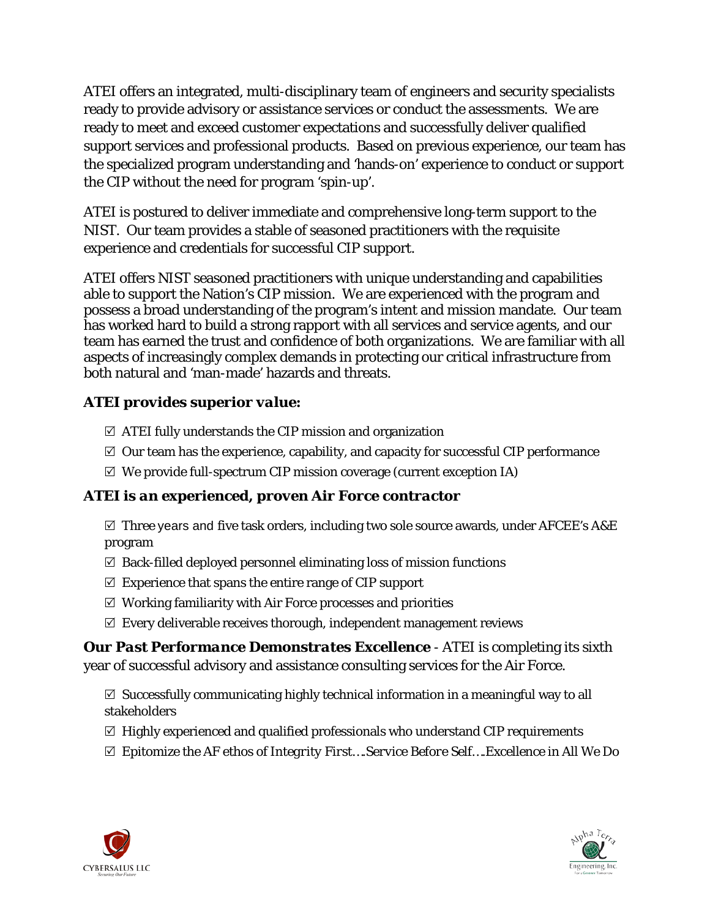ATEI offers an integrated, multi-disciplinary team of engineers and security specialists ready to provide advisory or assistance services or conduct the assessments. We are ready to meet and exceed customer expectations and successfully deliver qualified support services and professional products. Based on previous experience, our team has the specialized program understanding and 'hands-on' experience to conduct or support the CIP without the need for program 'spin-up'.

ATEI is postured to deliver immediate and comprehensive long-term support to the NIST. Our team provides a stable of seasoned practitioners with the requisite experience and credentials for successful CIP support.

ATEI offers NIST seasoned practitioners with unique understanding and capabilities able to support the Nation's CIP mission. We are experienced with the program and possess a broad understanding of the program's intent and mission mandate. Our team has worked hard to build a strong rapport with all services and service agents, and our team has earned the trust and confidence of both organizations. We are familiar with all aspects of increasingly complex demands in protecting our critical infrastructure from both natural and 'man-made' hazards and threats.

### *ATEI provides superior value:*

- ☑ ATEI fully understands the CIP mission and organization
- ☑ Our team has the experience, capability, and capacity for successful CIP performance
- ☑ We provide full-spectrum CIP mission coverage (current exception IA)

### *ATEI is an experienced, proven Air Force contractor*

- ☑ Three years and five task orders, including two sole source awards, under AFCEE's A&E program
- ☑ Back-filled deployed personnel eliminating loss of mission functions
- ☑ Experience that spans the entire range of CIP support
- ☑ Working familiarity with Air Force processes and priorities
- ☑ Every deliverable receives thorough, independent management reviews

***Our Past Performance Demonstrates Excellence*** - ATEI is completing its sixth year of successful advisory and assistance consulting services for the Air Force.

- ☑ Successfully communicating highly technical information in a meaningful way to all stakeholders
- ☑ Highly experienced and qualified professionals who understand CIP requirements
- ☑ Epitomize the AF ethos of *Integrity First….Service Before Self….Excellence in All We Do*

CYBERSALUS LLC

Alpha Terra Engineering, Inc.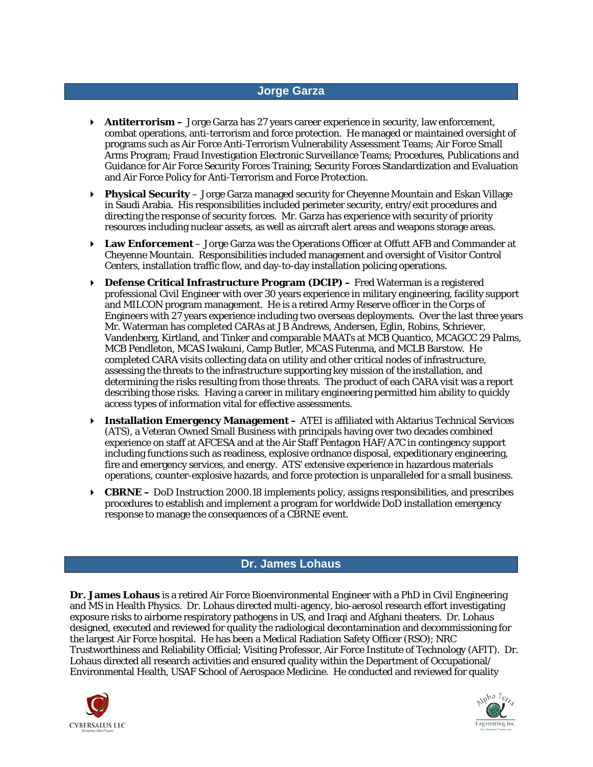## Jorge Garza

- **Antiterrorism –** Jorge Garza has 27 years career experience in security, law enforcement, combat operations, anti-terrorism and force protection. He managed or maintained oversight of programs such as Air Force Anti-Terrorism Vulnerability Assessment Teams; Air Force Small Arms Program; Fraud Investigation Electronic Surveillance Teams; Procedures, Publications and Guidance for Air Force Security Forces Training; Security Forces Standardization and Evaluation and Air Force Policy for Anti-Terrorism and Force Protection.
- **Physical Security** – Jorge Garza managed security for Cheyenne Mountain and Eskan Village in Saudi Arabia. His responsibilities included perimeter security, entry/exit procedures and directing the response of security forces. Mr. Garza has experience with security of priority resources including nuclear assets, as well as aircraft alert areas and weapons storage areas.
- **Law Enforcement** – Jorge Garza was the Operations Officer at Offutt AFB and Commander at Cheyenne Mountain. Responsibilities included management and oversight of Visitor Control Centers, installation traffic flow, and day-to-day installation policing operations.
- **Defense Critical Infrastructure Program (DCIP) –** Fred Waterman is a registered professional Civil Engineer with over 30 years experience in military engineering, facility support and MILCON program management. He is a retired Army Reserve officer in the Corps of Engineers with 27 years experience including two overseas deployments. Over the last three years Mr. Waterman has completed CARAs at JB Andrews, Andersen, Eglin, Robins, Schriever, Vandenberg, Kirtland, and Tinker and comparable MAATs at MCB Quantico, MCAGCC 29 Palms, MCB Pendleton, MCAS Iwakuni, Camp Butler, MCAS Futenma, and MCLB Barstow. He completed CARA visits collecting data on utility and other critical nodes of infrastructure, assessing the threats to the infrastructure supporting key mission of the installation, and determining the risks resulting from those threats. The product of each CARA visit was a report describing those risks. Having a career in military engineering permitted him ability to quickly access types of information vital for effective assessments.
- **Installation Emergency Management –** ATEI is affiliated with Aktarius Technical Services (ATS), a Veteran Owned Small Business with principals having over two decades combined experience on staff at AFCESA and at the Air Staff Pentagon HAF/A7C in contingency support including functions such as readiness, explosive ordnance disposal, expeditionary engineering, fire and emergency services, and energy. ATS' extensive experience in hazardous materials operations, counter-explosive hazards, and force protection is unparalleled for a small business.
- **CBRNE –** DoD Instruction 2000.18 implements policy, assigns responsibilities, and prescribes procedures to establish and implement a program for worldwide DoD installation emergency response to manage the consequences of a CBRNE event.

## Dr. James Lohaus

**Dr. James Lohaus** is a retired Air Force Bioenvironmental Engineer with a PhD in Civil Engineering and MS in Health Physics. Dr. Lohaus directed multi-agency, bio-aerosol research effort investigating exposure risks to airborne respiratory pathogens in US, and Iraqi and Afghani theaters. Dr. Lohaus designed, executed and reviewed for quality the radiological decontamination and decommissioning for the largest Air Force hospital. He has been a Medical Radiation Safety Officer (RSO); NRC Trustworthiness and Reliability Official; Visiting Professor, Air Force Institute of Technology (AFIT). Dr. Lohaus directed all research activities and ensured quality within the Department of Occupational/ Environmental Health, USAF School of Aerospace Medicine. He conducted and reviewed for quality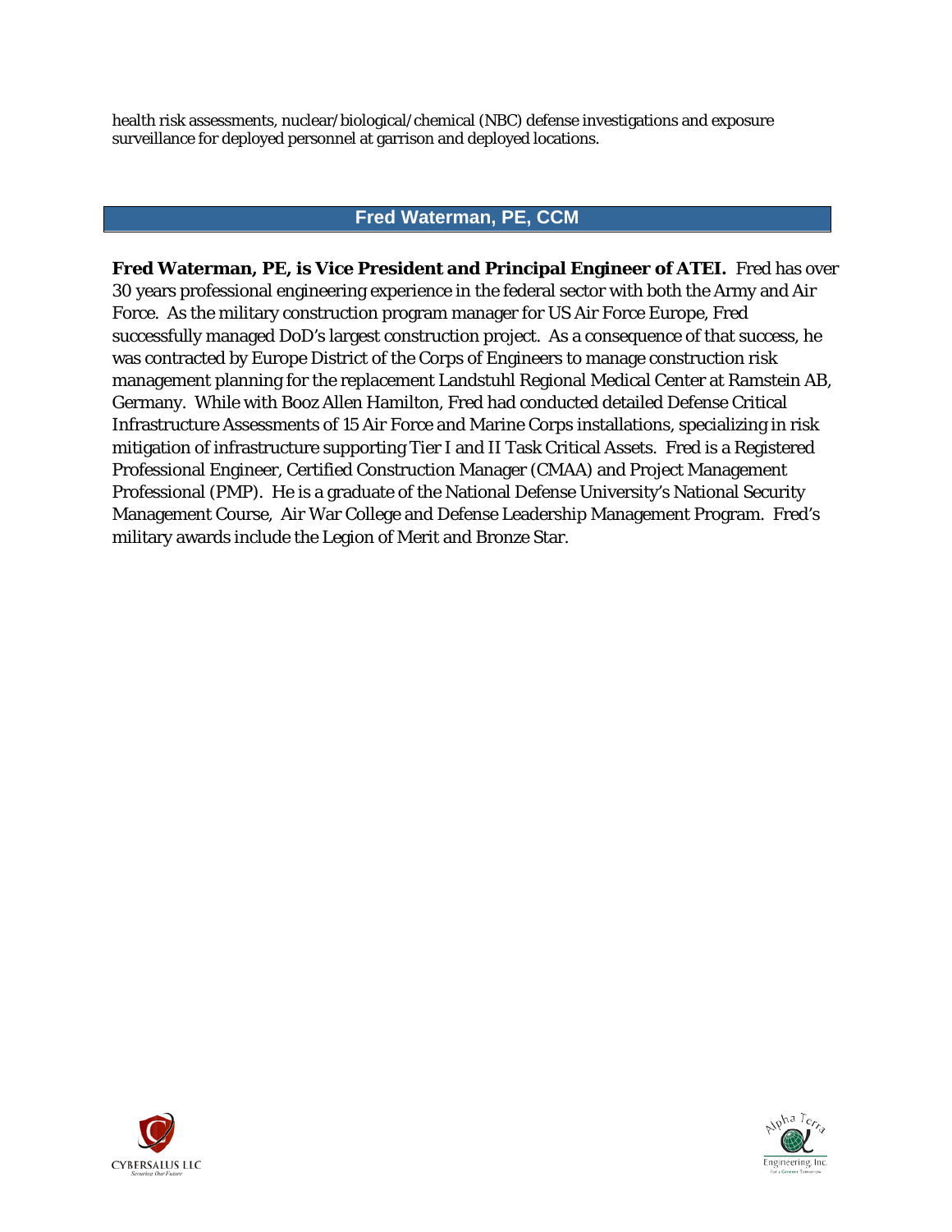health risk assessments, nuclear/biological/chemical (NBC) defense investigations and exposure surveillance for deployed personnel at garrison and deployed locations.

## Fred Waterman, PE, CCM

**Fred Waterman, PE, is Vice President and Principal Engineer of ATEI.** Fred has over 30 years professional engineering experience in the federal sector with both the Army and Air Force. As the military construction program manager for US Air Force Europe, Fred successfully managed DoD's largest construction project. As a consequence of that success, he was contracted by Europe District of the Corps of Engineers to manage construction risk management planning for the replacement Landstuhl Regional Medical Center at Ramstein AB, Germany. While with Booz Allen Hamilton, Fred had conducted detailed Defense Critical Infrastructure Assessments of 15 Air Force and Marine Corps installations, specializing in risk mitigation of infrastructure supporting Tier I and II Task Critical Assets. Fred is a Registered Professional Engineer, Certified Construction Manager (CMAA) and Project Management Professional (PMP). He is a graduate of the National Defense University's National Security Management Course, Air War College and Defense Leadership Management Program. Fred's military awards include the Legion of Merit and Bronze Star.